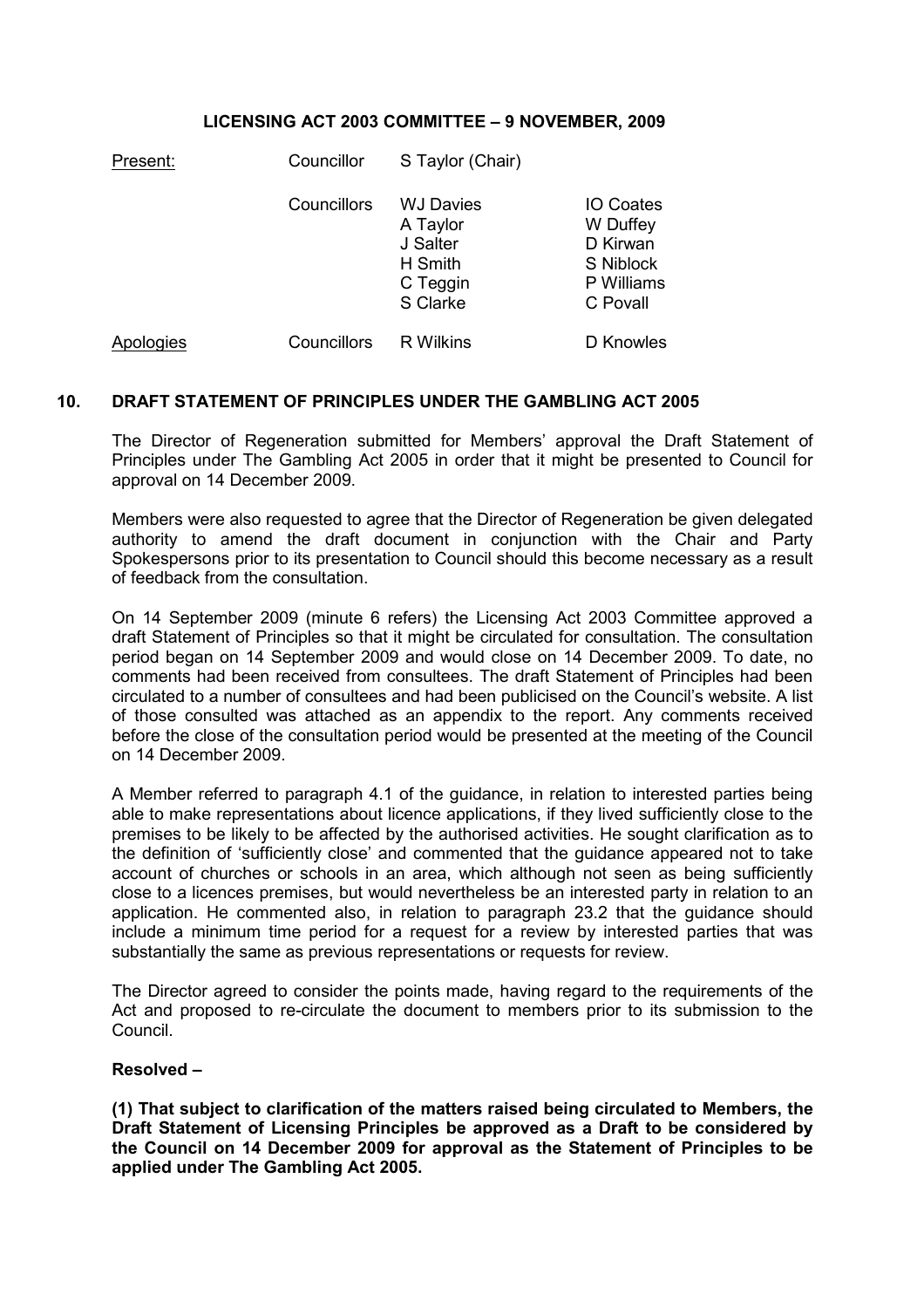# LICENSING ACT 2003 COMMITTEE – 9 NOVEMBER, 2009

| Present: | Councillor | S Taylor (Chair) | |
|---|---|---|---|
| | Councillors | WJ Davies<br>A Taylor<br>J Salter<br>H Smith<br>C Teggin<br>S Clarke | IO Coates<br>W Duffey<br>D Kirwan<br>S Niblock<br>P Williams<br>C Povall |
| Apologies | Councillors | R Wilkins | D Knowles |

## 10. DRAFT STATEMENT OF PRINCIPLES UNDER THE GAMBLING ACT 2005

The Director of Regeneration submitted for Members' approval the Draft Statement of Principles under The Gambling Act 2005 in order that it might be presented to Council for approval on 14 December 2009.

Members were also requested to agree that the Director of Regeneration be given delegated authority to amend the draft document in conjunction with the Chair and Party Spokespersons prior to its presentation to Council should this become necessary as a result of feedback from the consultation.

On 14 September 2009 (minute 6 refers) the Licensing Act 2003 Committee approved a draft Statement of Principles so that it might be circulated for consultation. The consultation period began on 14 September 2009 and would close on 14 December 2009. To date, no comments had been received from consultees. The draft Statement of Principles had been circulated to a number of consultees and had been publicised on the Council's website. A list of those consulted was attached as an appendix to the report. Any comments received before the close of the consultation period would be presented at the meeting of the Council on 14 December 2009.

A Member referred to paragraph 4.1 of the guidance, in relation to interested parties being able to make representations about licence applications, if they lived sufficiently close to the premises to be likely to be affected by the authorised activities. He sought clarification as to the definition of 'sufficiently close' and commented that the guidance appeared not to take account of churches or schools in an area, which although not seen as being sufficiently close to a licences premises, but would nevertheless be an interested party in relation to an application. He commented also, in relation to paragraph 23.2 that the guidance should include a minimum time period for a request for a review by interested parties that was substantially the same as previous representations or requests for review.

The Director agreed to consider the points made, having regard to the requirements of the Act and proposed to re-circulate the document to members prior to its submission to the Council.

**Resolved –**

**(1) That subject to clarification of the matters raised being circulated to Members, the Draft Statement of Licensing Principles be approved as a Draft to be considered by the Council on 14 December 2009 for approval as the Statement of Principles to be applied under The Gambling Act 2005.**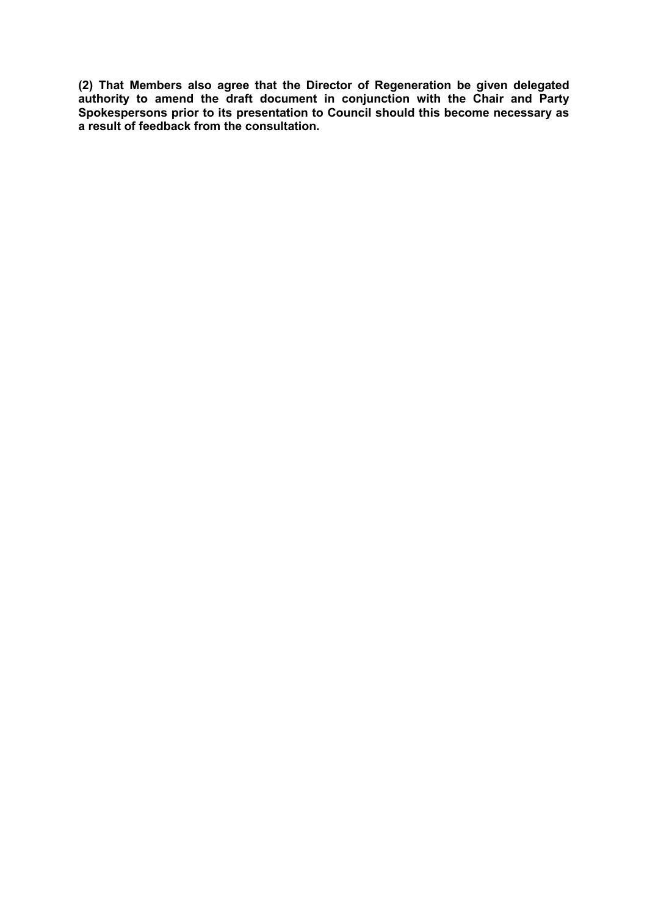**(2) That Members also agree that the Director of Regeneration be given delegated authority to amend the draft document in conjunction with the Chair and Party Spokespersons prior to its presentation to Council should this become necessary as a result of feedback from the consultation.**